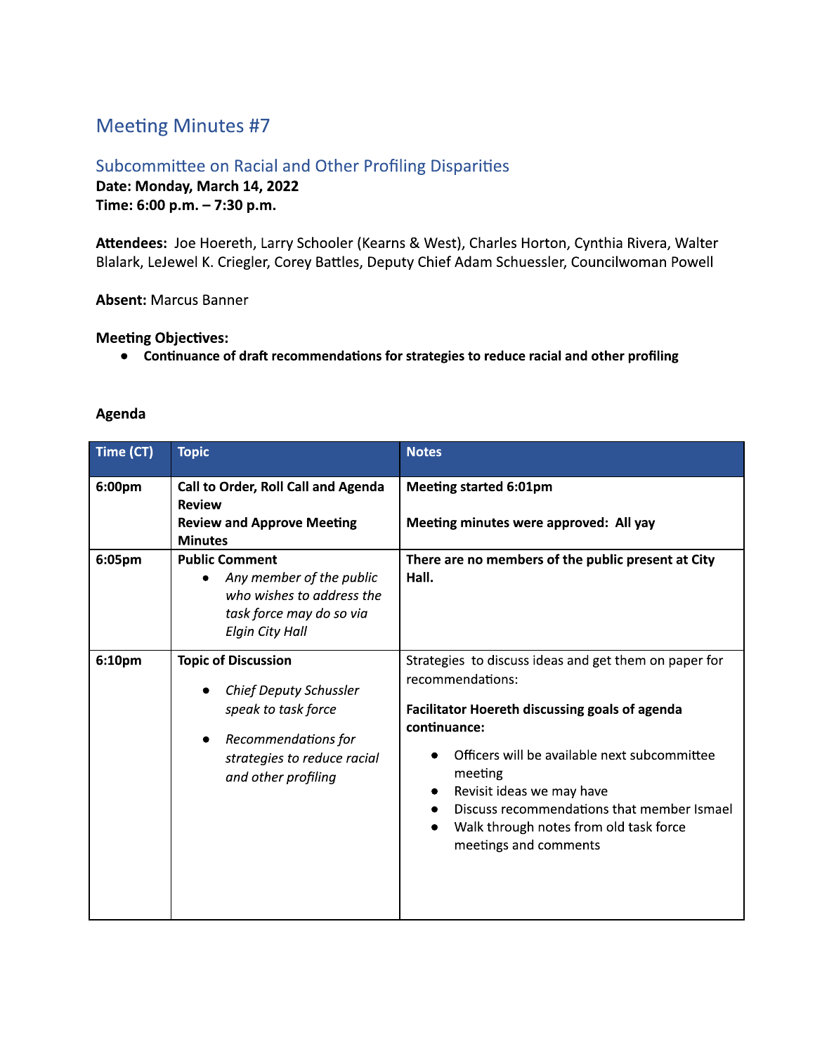# Meeting Minutes #7

## Subcommittee on Racial and Other Profiling Disparities

**Date: Monday, March 14, 2022**
**Time: 6:00 p.m. – 7:30 p.m.**

**Attendees:** Joe Hoereth, Larry Schooler (Kearns & West), Charles Horton, Cynthia Rivera, Walter Blalark, LeJewel K. Criegler, Corey Battles, Deputy Chief Adam Schuessler, Councilwoman Powell

**Absent:** Marcus Banner

**Meeting Objectives:**

- **Continuance of draft recommendations for strategies to reduce racial and other profiling**

**Agenda**

| Time (CT) | Topic | Notes |
|---|---|---|
| **6:00pm** | **Call to Order, Roll Call and Agenda Review**<br>**Review and Approve Meeting Minutes** | **Meeting started 6:01pm**<br><br>**Meeting minutes were approved: All yay** |
| **6:05pm** | **Public Comment**<br>• *Any member of the public who wishes to address the task force may do so via Elgin City Hall* | **There are no members of the public present at City Hall.** |
| **6:10pm** | **Topic of Discussion**<br>• *Chief Deputy Schussler speak to task force*<br>• *Recommendations for strategies to reduce racial and other profiling* | Strategies to discuss ideas and get them on paper for recommendations:<br><br>**Facilitator Hoereth discussing goals of agenda continuance:**<br>• Officers will be available next subcommittee meeting<br>• Revisit ideas we may have<br>• Discuss recommendations that member Ismael<br>• Walk through notes from old task force meetings and comments |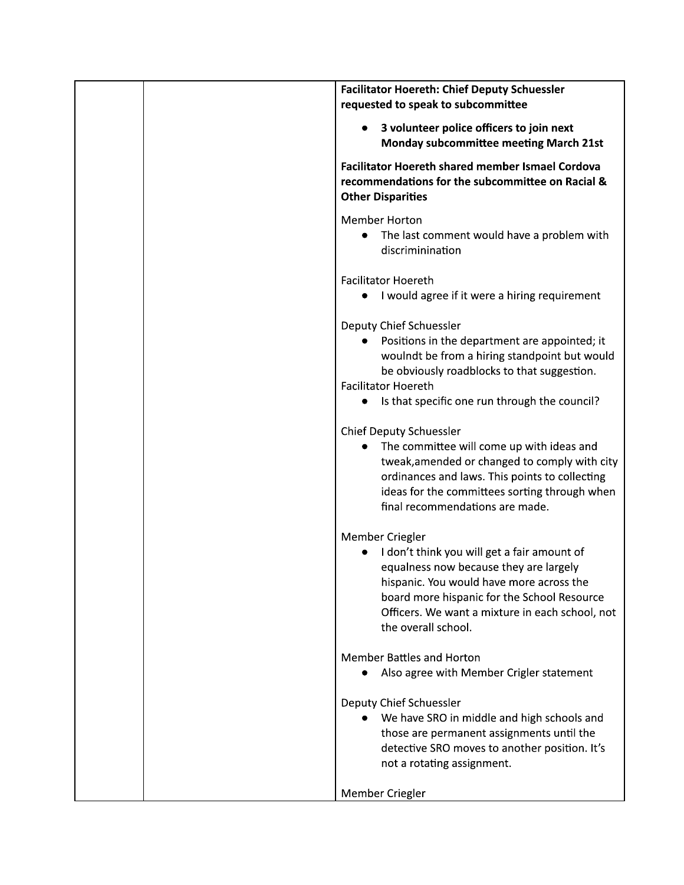| | | **Facilitator Hoereth: Chief Deputy Schuessler requested to speak to subcommittee**<br><br>• **3 volunteer police officers to join next Monday subcommittee meeting March 21st**<br><br>**Facilitator Hoereth shared member Ismael Cordova recommendations for the subcommittee on Racial & Other Disparities**<br><br>Member Horton<br>• The last comment would have a problem with discrimininination<br><br>Facilitator Hoereth<br>• I would agree if it were a hiring requirement<br><br>Deputy Chief Schuessler<br>• Positions in the department are appointed; it woulndt be from a hiring standpoint but would be obviously roadblocks to that suggestion.<br><br>Facilitator Hoereth<br>• Is that specific one run through the council?<br><br>Chief Deputy Schuessler<br>• The committee will come up with ideas and tweak,amended or changed to comply with city ordinances and laws. This points to collecting ideas for the committees sorting through when final recommendations are made.<br><br>Member Criegler<br>• I don't think you will get a fair amount of equalness now because they are largely hispanic. You would have more across the board more hispanic for the School Resource Officers. We want a mixture in each school, not the overall school.<br><br>Member Battles and Horton<br>• Also agree with Member Crigler statement<br><br>Deputy Chief Schuessler<br>• We have SRO in middle and high schools and those are permanent assignments until the detective SRO moves to another position. It's not a rotating assignment.<br><br>Member Criegler |
|---|---|---|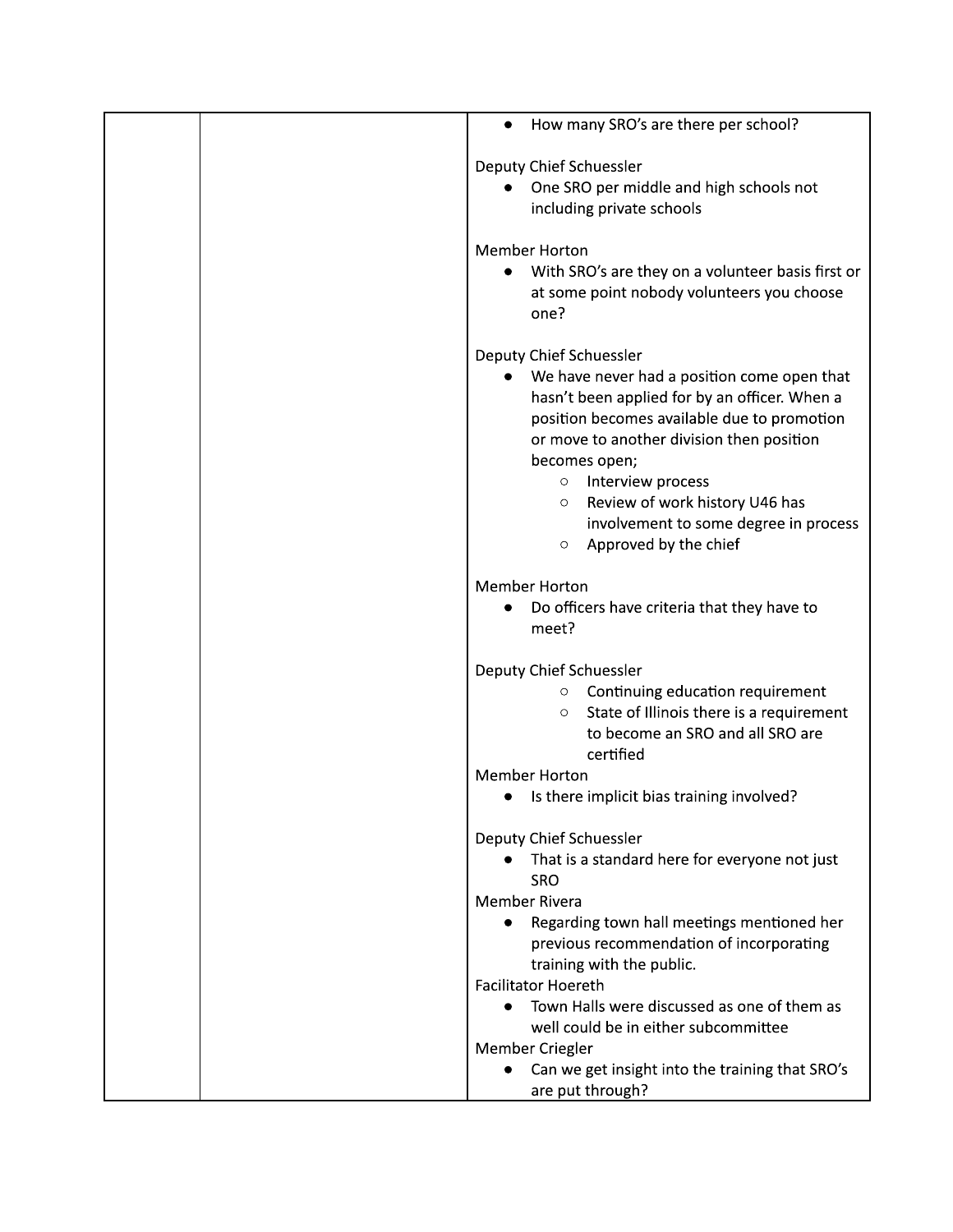| | | • How many SRO's are there per school?<br><br>Deputy Chief Schuessler<br>• One SRO per middle and high schools not including private schools<br><br>Member Horton<br>• With SRO's are they on a volunteer basis first or at some point nobody volunteers you choose one?<br><br>Deputy Chief Schuessler<br>• We have never had a position come open that hasn't been applied for by an officer. When a position becomes available due to promotion or move to another division then position becomes open;<br>  ◦ Interview process<br>  ◦ Review of work history U46 has involvement to some degree in process<br>  ◦ Approved by the chief<br><br>Member Horton<br>• Do officers have criteria that they have to meet?<br><br>Deputy Chief Schuessler<br>  ◦ Continuing education requirement<br>  ◦ State of Illinois there is a requirement to become an SRO and all SRO are certified<br>Member Horton<br>• Is there implicit bias training involved?<br><br>Deputy Chief Schuessler<br>• That is a standard here for everyone not just SRO<br>Member Rivera<br>• Regarding town hall meetings mentioned her previous recommendation of incorporating training with the public.<br>Facilitator Hoereth<br>• Town Halls were discussed as one of them as well could be in either subcommittee<br>Member Criegler<br>• Can we get insight into the training that SRO's are put through? |
|---|---|---|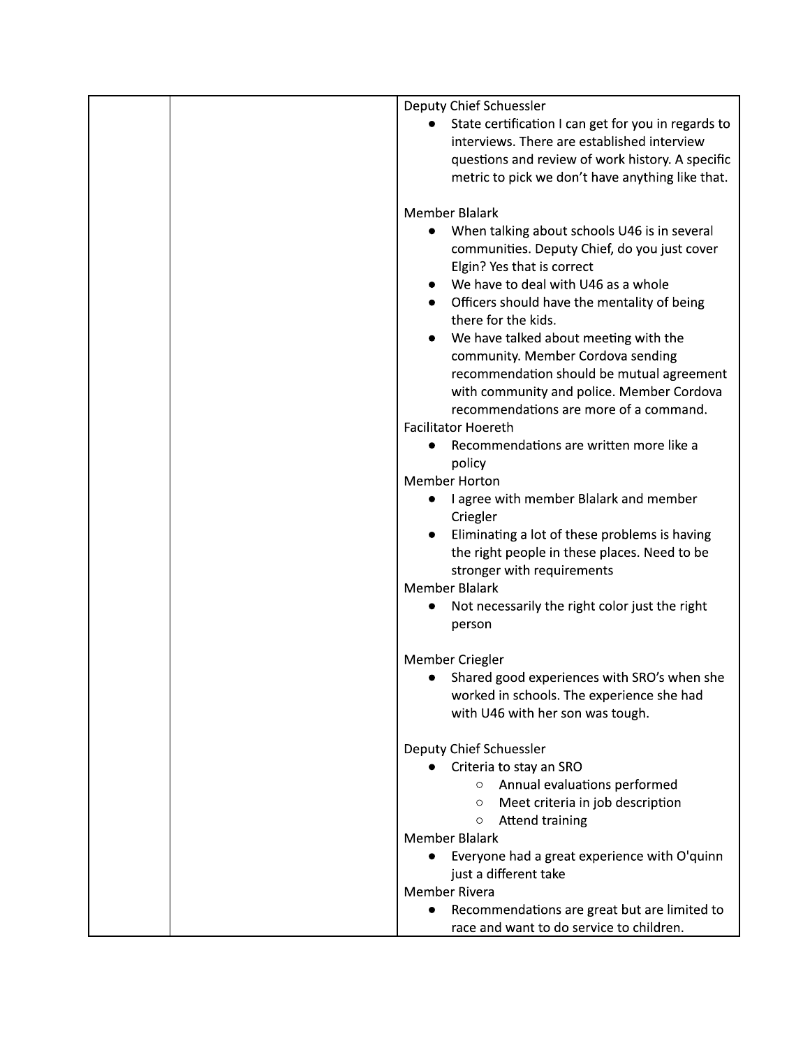| | | |
|---|---|---|
| | | Deputy Chief Schuessler<br>● State certification I can get for you in regards to interviews. There are established interview questions and review of work history. A specific metric to pick we don't have anything like that.<br><br>Member Blalark<br>● When talking about schools U46 is in several communities. Deputy Chief, do you just cover Elgin? Yes that is correct<br>● We have to deal with U46 as a whole<br>● Officers should have the mentality of being there for the kids.<br>● We have talked about meeting with the community. Member Cordova sending recommendation should be mutual agreement with community and police. Member Cordova recommendations are more of a command.<br>Facilitator Hoereth<br>● Recommendations are written more like a policy<br>Member Horton<br>● I agree with member Blalark and member Criegler<br>● Eliminating a lot of these problems is having the right people in these places. Need to be stronger with requirements<br>Member Blalark<br>● Not necessarily the right color just the right person<br><br>Member Criegler<br>● Shared good experiences with SRO's when she worked in schools. The experience she had with U46 with her son was tough.<br><br>Deputy Chief Schuessler<br>● Criteria to stay an SRO<br>&nbsp;&nbsp;&nbsp;&nbsp;○ Annual evaluations performed<br>&nbsp;&nbsp;&nbsp;&nbsp;○ Meet criteria in job description<br>&nbsp;&nbsp;&nbsp;&nbsp;○ Attend training<br>Member Blalark<br>● Everyone had a great experience with O'quinn just a different take<br>Member Rivera<br>● Recommendations are great but are limited to race and want to do service to children. |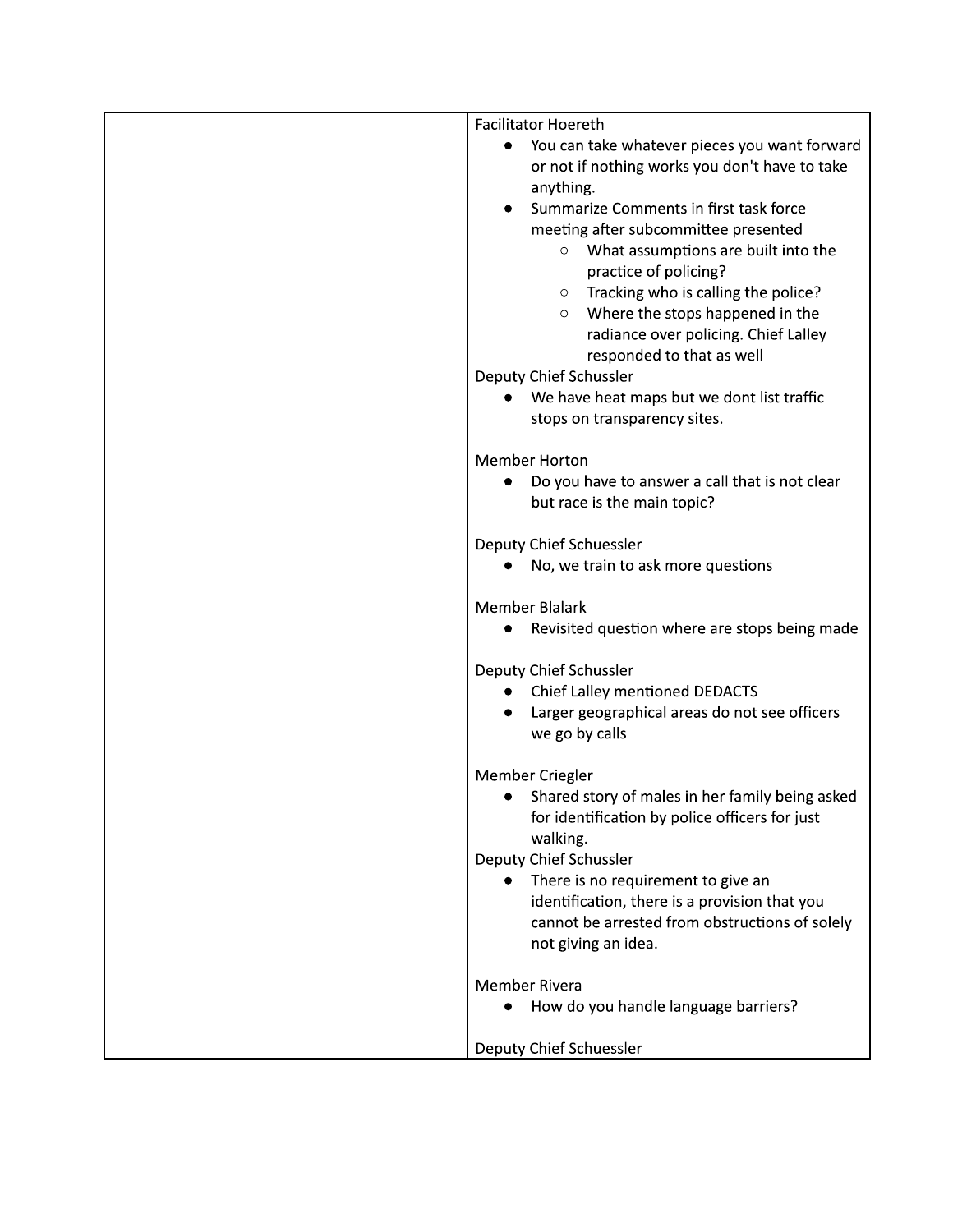| | | |
|---|---|---|
| | | Facilitator Hoereth<br>● You can take whatever pieces you want forward or not if nothing works you don't have to take anything.<br>● Summarize Comments in first task force meeting after subcommittee presented<br>&nbsp;&nbsp;&nbsp;&nbsp;○ What assumptions are built into the practice of policing?<br>&nbsp;&nbsp;&nbsp;&nbsp;○ Tracking who is calling the police?<br>&nbsp;&nbsp;&nbsp;&nbsp;○ Where the stops happened in the radiance over policing. Chief Lalley responded to that as well<br>Deputy Chief Schussler<br>● We have heat maps but we dont list traffic stops on transparency sites.<br><br>Member Horton<br>● Do you have to answer a call that is not clear but race is the main topic?<br><br>Deputy Chief Schuessler<br>● No, we train to ask more questions<br><br>Member Blalark<br>● Revisited question where are stops being made<br><br>Deputy Chief Schussler<br>● Chief Lalley mentioned DEDACTS<br>● Larger geographical areas do not see officers we go by calls<br><br>Member Criegler<br>● Shared story of males in her family being asked for identification by police officers for just walking.<br>Deputy Chief Schussler<br>● There is no requirement to give an identification, there is a provision that you cannot be arrested from obstructions of solely not giving an idea.<br><br>Member Rivera<br>● How do you handle language barriers?<br><br>Deputy Chief Schuessler |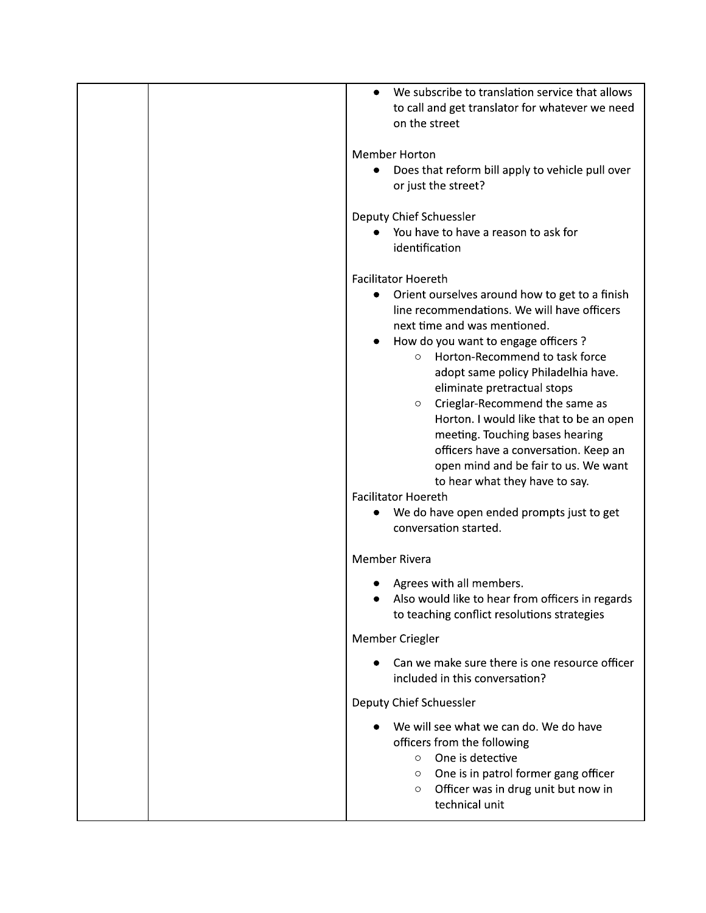| | | |
|---|---|---|
| | | <ul><li>We subscribe to translation service that allows to call and get translator for whatever we need on the street</li></ul>Member Horton<ul><li>Does that reform bill apply to vehicle pull over or just the street?</li></ul>Deputy Chief Schuessler<ul><li>You have to have a reason to ask for identification</li></ul>Facilitator Hoereth<ul><li>Orient ourselves around how to get to a finish line recommendations. We will have officers next time and was mentioned.</li><li>How do you want to engage officers ?<ul><li>Horton-Recommend to task force adopt same policy Philadelhia have. eliminate pretractual stops</li><li>Crieglar-Recommend the same as Horton. I would like that to be an open meeting. Touching bases hearing officers have a conversation. Keep an open mind and be fair to us. We want to hear what they have to say.</li></ul></li></ul>Facilitator Hoereth<ul><li>We do have open ended prompts just to get conversation started.</li></ul>Member Rivera<ul><li>Agrees with all members.</li><li>Also would like to hear from officers in regards to teaching conflict resolutions strategies</li></ul>Member Criegler<ul><li>Can we make sure there is one resource officer included in this conversation?</li></ul>Deputy Chief Schuessler<ul><li>We will see what we can do. We do have officers from the following<ul><li>One is detective</li><li>One is in patrol former gang officer</li><li>Officer was in drug unit but now in technical unit</li></ul></li></ul> |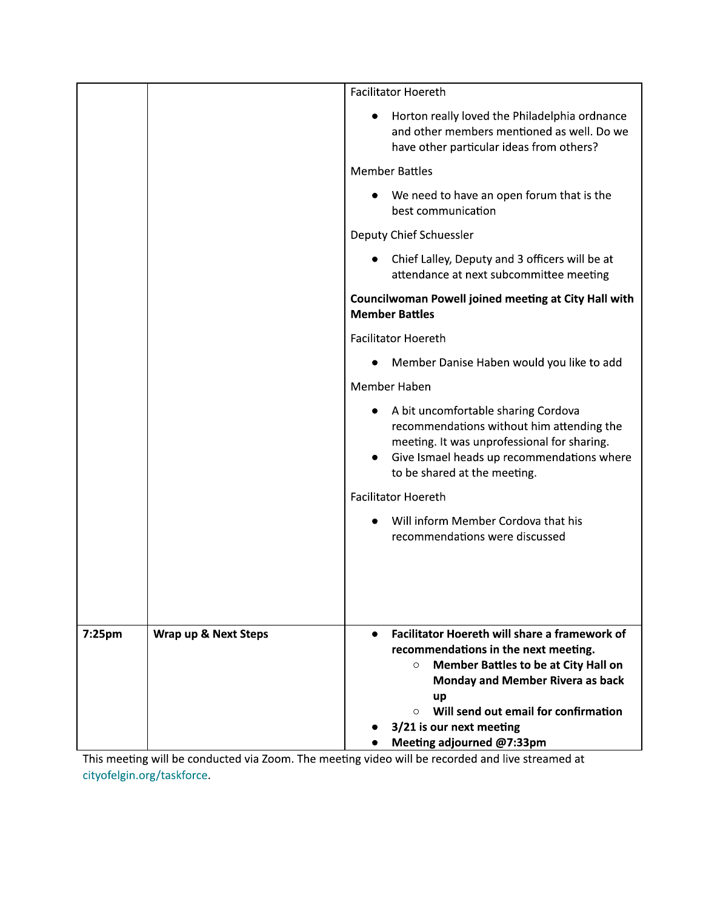| | | |
|---|---|---|
| | | Facilitator Hoereth<br><ul><li>Horton really loved the Philadelphia ordnance and other members mentioned as well. Do we have other particular ideas from others?</li></ul>Member Battles<br><ul><li>We need to have an open forum that is the best communication</li></ul>Deputy Chief Schuessler<br><ul><li>Chief Lalley, Deputy and 3 officers will be at attendance at next subcommittee meeting</li></ul>**Councilwoman Powell joined meeting at City Hall with Member Battles**<br>Facilitator Hoereth<br><ul><li>Member Danise Haben would you like to add</li></ul>Member Haben<br><ul><li>A bit uncomfortable sharing Cordova recommendations without him attending the meeting. It was unprofessional for sharing.</li><li>Give Ismael heads up recommendations where to be shared at the meeting.</li></ul>Facilitator Hoereth<br><ul><li>Will inform Member Cordova that his recommendations were discussed</li></ul> |
| 7:25pm | **Wrap up & Next Steps** | <ul><li>**Facilitator Hoereth will share a framework of recommendations in the next meeting.**<ul><li>**Member Battles to be at City Hall on Monday and Member Rivera as back up**</li><li>**Will send out email for confirmation**</li></ul></li><li>**3/21 is our next meeting**</li><li>**Meeting adjourned @7:33pm**</li></ul> |

This meeting will be conducted via Zoom. The meeting video will be recorded and live streamed at cityofelgin.org/taskforce.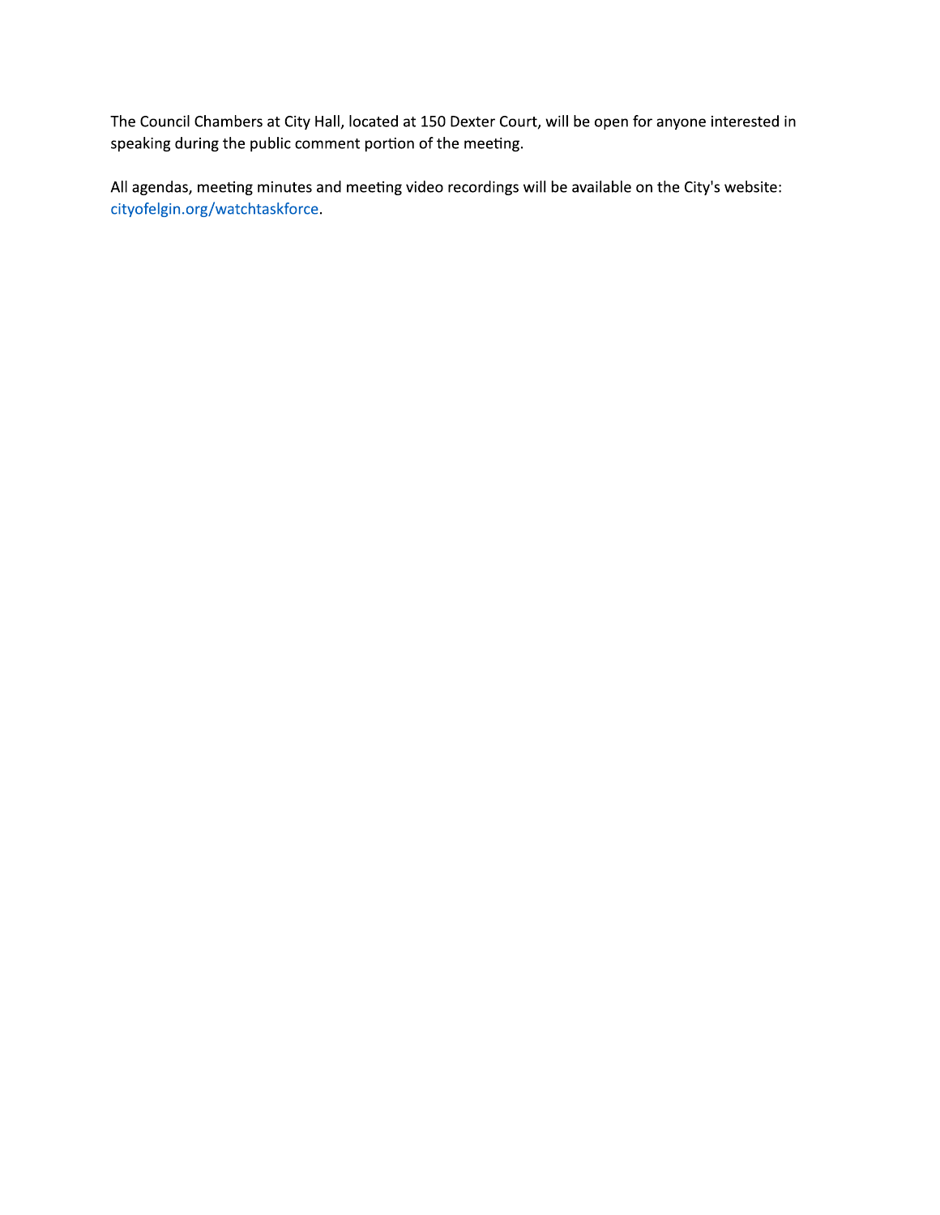The Council Chambers at City Hall, located at 150 Dexter Court, will be open for anyone interested in speaking during the public comment portion of the meeting.

All agendas, meeting minutes and meeting video recordings will be available on the City's website: cityofelgin.org/watchtaskforce.